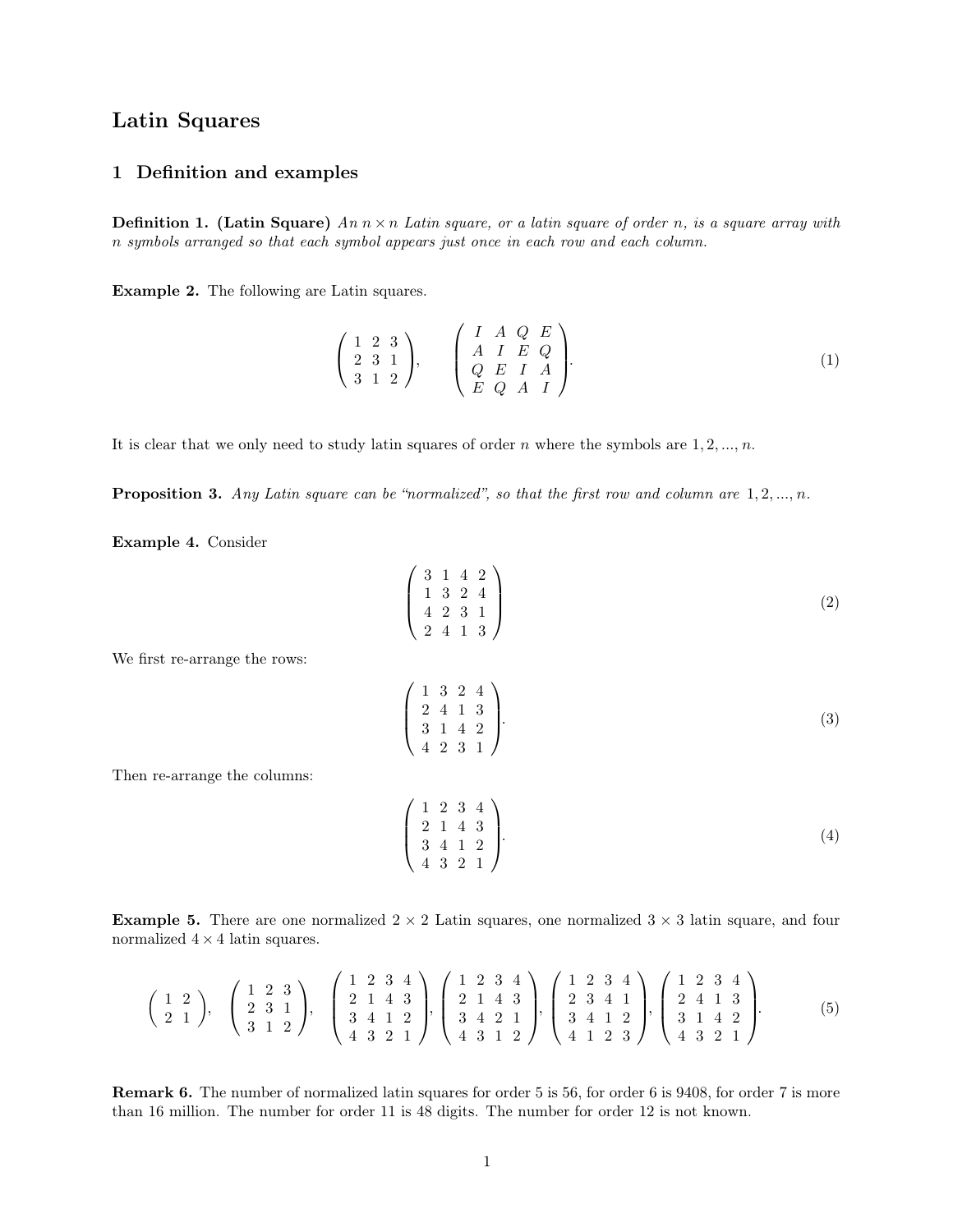# Latin Squares

## 1 Definition and examples

**Definition 1. (Latin Square)** *An $n \times n$ Latin square, or a latin square of order $n$, is a square array with $n$ symbols arranged so that each symbol appears just once in each row and each column.*

**Example 2.** The following are Latin squares.

$$\begin{pmatrix} 1 & 2 & 3 \\ 2 & 3 & 1 \\ 3 & 1 & 2 \end{pmatrix}, \qquad \begin{pmatrix} I & A & Q & E \\ A & I & E & Q \\ Q & E & I & A \\ E & Q & A & I \end{pmatrix}. \tag{1}$$

It is clear that we only need to study latin squares of order $n$ where the symbols are $1, 2, ..., n$.

**Proposition 3.** *Any Latin square can be "normalized", so that the first row and column are $1, 2, ..., n$.*

**Example 4.** Consider

$$\begin{pmatrix} 3 & 1 & 4 & 2 \\ 1 & 3 & 2 & 4 \\ 4 & 2 & 3 & 1 \\ 2 & 4 & 1 & 3 \end{pmatrix} \tag{2}$$

We first re-arrange the rows:

$$\begin{pmatrix} 1 & 3 & 2 & 4 \\ 2 & 4 & 1 & 3 \\ 3 & 1 & 4 & 2 \\ 4 & 2 & 3 & 1 \end{pmatrix}. \tag{3}$$

Then re-arrange the columns:

$$\begin{pmatrix} 1 & 2 & 3 & 4 \\ 2 & 1 & 4 & 3 \\ 3 & 4 & 1 & 2 \\ 4 & 3 & 2 & 1 \end{pmatrix}. \tag{4}$$

**Example 5.** There are one normalized $2 \times 2$ Latin squares, one normalized $3 \times 3$ latin square, and four normalized $4 \times 4$ latin squares.

$$\begin{pmatrix} 1 & 2 \\ 2 & 1 \end{pmatrix}, \ \begin{pmatrix} 1 & 2 & 3 \\ 2 & 3 & 1 \\ 3 & 1 & 2 \end{pmatrix}, \ \begin{pmatrix} 1 & 2 & 3 & 4 \\ 2 & 1 & 4 & 3 \\ 3 & 4 & 1 & 2 \\ 4 & 3 & 2 & 1 \end{pmatrix}, \begin{pmatrix} 1 & 2 & 3 & 4 \\ 2 & 1 & 4 & 3 \\ 3 & 4 & 2 & 1 \\ 4 & 3 & 1 & 2 \end{pmatrix}, \begin{pmatrix} 1 & 2 & 3 & 4 \\ 2 & 3 & 4 & 1 \\ 3 & 4 & 1 & 2 \\ 4 & 1 & 2 & 3 \end{pmatrix}, \begin{pmatrix} 1 & 2 & 3 & 4 \\ 2 & 4 & 1 & 3 \\ 3 & 1 & 4 & 2 \\ 4 & 3 & 2 & 1 \end{pmatrix}. \tag{5}$$

**Remark 6.** The number of normalized latin squares for order 5 is 56, for order 6 is 9408, for order 7 is more than 16 million. The number for order 11 is 48 digits. The number for order 12 is not known.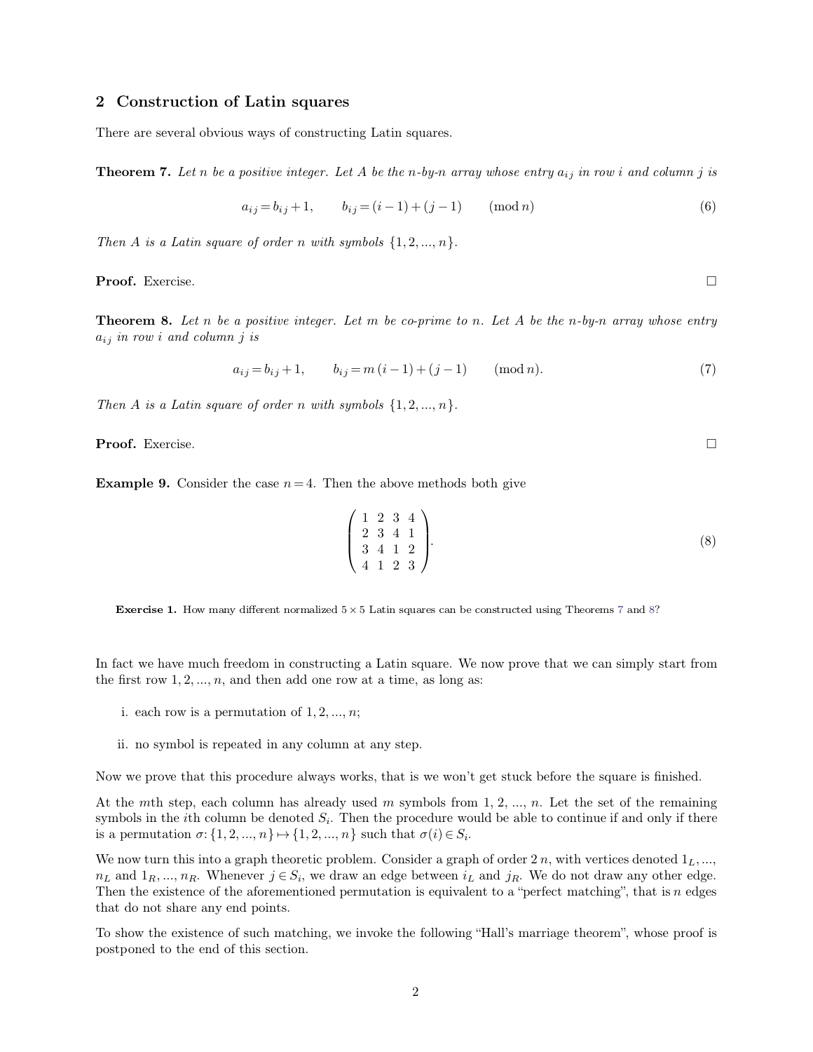## 2 Construction of Latin squares

There are several obvious ways of constructing Latin squares.

**Theorem 7.** *Let $n$ be a positive integer. Let $A$ be the $n$-by-$n$ array whose entry $a_{ij}$ in row $i$ and column $j$ is*

$$a_{ij} = b_{ij} + 1, \qquad b_{ij} = (i-1) + (j-1) \qquad (\mathrm{mod}\, n) \tag{6}$$

*Then $A$ is a Latin square of order $n$ with symbols $\{1, 2, ..., n\}$.*

**Proof.** Exercise. □

**Theorem 8.** *Let $n$ be a positive integer. Let $m$ be co-prime to $n$. Let $A$ be the $n$-by-$n$ array whose entry $a_{ij}$ in row $i$ and column $j$ is*

$$a_{ij} = b_{ij} + 1, \qquad b_{ij} = m\,(i-1) + (j-1) \qquad (\mathrm{mod}\, n). \tag{7}$$

*Then $A$ is a Latin square of order $n$ with symbols $\{1, 2, ..., n\}$.*

**Proof.** Exercise. □

**Example 9.** Consider the case $n = 4$. Then the above methods both give

$$\begin{pmatrix} 1 & 2 & 3 & 4 \\ 2 & 3 & 4 & 1 \\ 3 & 4 & 1 & 2 \\ 4 & 1 & 2 & 3 \end{pmatrix}. \tag{8}$$

**Exercise 1.** How many different normalized $5 \times 5$ Latin squares can be constructed using Theorems 7 and 8?

In fact we have much freedom in constructing a Latin square. We now prove that we can simply start from the first row $1, 2, ..., n$, and then add one row at a time, as long as:

i. each row is a permutation of $1, 2, ..., n$;

ii. no symbol is repeated in any column at any step.

Now we prove that this procedure always works, that is we won't get stuck before the square is finished.

At the $m$th step, each column has already used $m$ symbols from $1, 2, ..., n$. Let the set of the remaining symbols in the $i$th column be denoted $S_i$. Then the procedure would be able to continue if and only if there is a permutation $\sigma: \{1, 2, ..., n\} \mapsto \{1, 2, ..., n\}$ such that $\sigma(i) \in S_i$.

We now turn this into a graph theoretic problem. Consider a graph of order $2\,n$, with vertices denoted $1_L, ..., n_L$ and $1_R, ..., n_R$. Whenever $j \in S_i$, we draw an edge between $i_L$ and $j_R$. We do not draw any other edge. Then the existence of the aforementioned permutation is equivalent to a "perfect matching", that is $n$ edges that do not share any end points.

To show the existence of such matching, we invoke the following "Hall's marriage theorem", whose proof is postponed to the end of this section.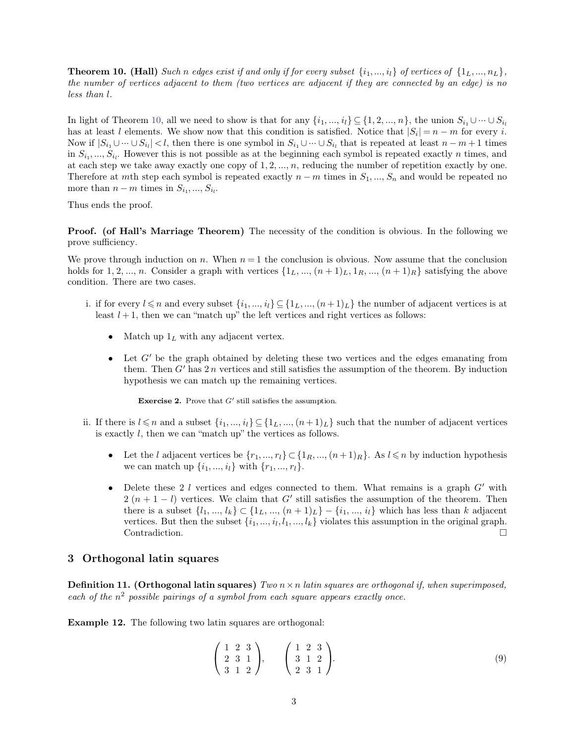**Theorem 10. (Hall)** *Such $n$ edges exist if and only if for every subset $\{i_1, ..., i_l\}$ of vertices of $\{1_L, ..., n_L\}$, the number of vertices adjacent to them (two vertices are adjacent if they are connected by an edge) is no less than $l$.*

In light of Theorem 10, all we need to show is that for any $\{i_1, ..., i_l\} \subseteq \{1, 2, ..., n\}$, the union $S_{i_1} \cup \cdots \cup S_{i_l}$ has at least $l$ elements. We show now that this condition is satisfied. Notice that $|S_i| = n - m$ for every $i$. Now if $|S_{i_1} \cup \cdots \cup S_{i_l}| < l$, then there is one symbol in $S_{i_1} \cup \cdots \cup S_{i_l}$ that is repeated at least $n - m + 1$ times in $S_{i_1}, ..., S_{i_l}$. However this is not possible as at the beginning each symbol is repeated exactly $n$ times, and at each step we take away exactly one copy of $1, 2, ..., n$, reducing the number of repetition exactly by one. Therefore at $m$th step each symbol is repeated exactly $n - m$ times in $S_1, ..., S_n$ and would be repeated no more than $n - m$ times in $S_{i_1}, ..., S_{i_l}$.

Thus ends the proof.

**Proof. (of Hall's Marriage Theorem)** The necessity of the condition is obvious. In the following we prove sufficiency.

We prove through induction on $n$. When $n = 1$ the conclusion is obvious. Now assume that the conclusion holds for $1, 2, ..., n$. Consider a graph with vertices $\{1_L, ..., (n+1)_L, 1_R, ..., (n+1)_R\}$ satisfying the above condition. There are two cases.

i. if for every $l \leqslant n$ and every subset $\{i_1, ..., i_l\} \subseteq \{1_L, ..., (n+1)_L\}$ the number of adjacent vertices is at least $l + 1$, then we can "match up" the left vertices and right vertices as follows:

   - Match up $1_L$ with any adjacent vertex.
   - Let $G'$ be the graph obtained by deleting these two vertices and the edges emanating from them. Then $G'$ has $2\,n$ vertices and still satisfies the assumption of the theorem. By induction hypothesis we can match up the remaining vertices.

     **Exercise 2.** Prove that $G'$ still satisfies the assumption.

ii. If there is $l \leqslant n$ and a subset $\{i_1, ..., i_l\} \subseteq \{1_L, ..., (n+1)_L\}$ such that the number of adjacent vertices is exactly $l$, then we can "match up" the vertices as follows.

   - Let the $l$ adjacent vertices be $\{r_1, ..., r_l\} \subset \{1_R, ..., (n+1)_R\}$. As $l \leqslant n$ by induction hypothesis we can match up $\{i_1, ..., i_l\}$ with $\{r_1, ..., r_l\}$.
   - Delete these $2\ l$ vertices and edges connected to them. What remains is a graph $G'$ with $2\ (n + 1 - l)$ vertices. We claim that $G'$ still satisfies the assumption of the theorem. Then there is a subset $\{l_1, ..., l_k\} \subset \{1_L, ..., (n+1)_L\} - \{i_1, ..., i_l\}$ which has less than $k$ adjacent vertices. But then the subset $\{i_1, ..., i_l, l_1, ..., l_k\}$ violates this assumption in the original graph. Contradiction. □

## 3 Orthogonal latin squares

**Definition 11. (Orthogonal latin squares)** *Two $n \times n$ latin squares are orthogonal if, when superimposed, each of the $n^2$ possible pairings of a symbol from each square appears exactly once.*

**Example 12.** The following two latin squares are orthogonal:

$$\begin{pmatrix} 1 & 2 & 3 \\ 2 & 3 & 1 \\ 3 & 1 & 2 \end{pmatrix}, \qquad \begin{pmatrix} 1 & 2 & 3 \\ 3 & 1 & 2 \\ 2 & 3 & 1 \end{pmatrix}. \tag{9}$$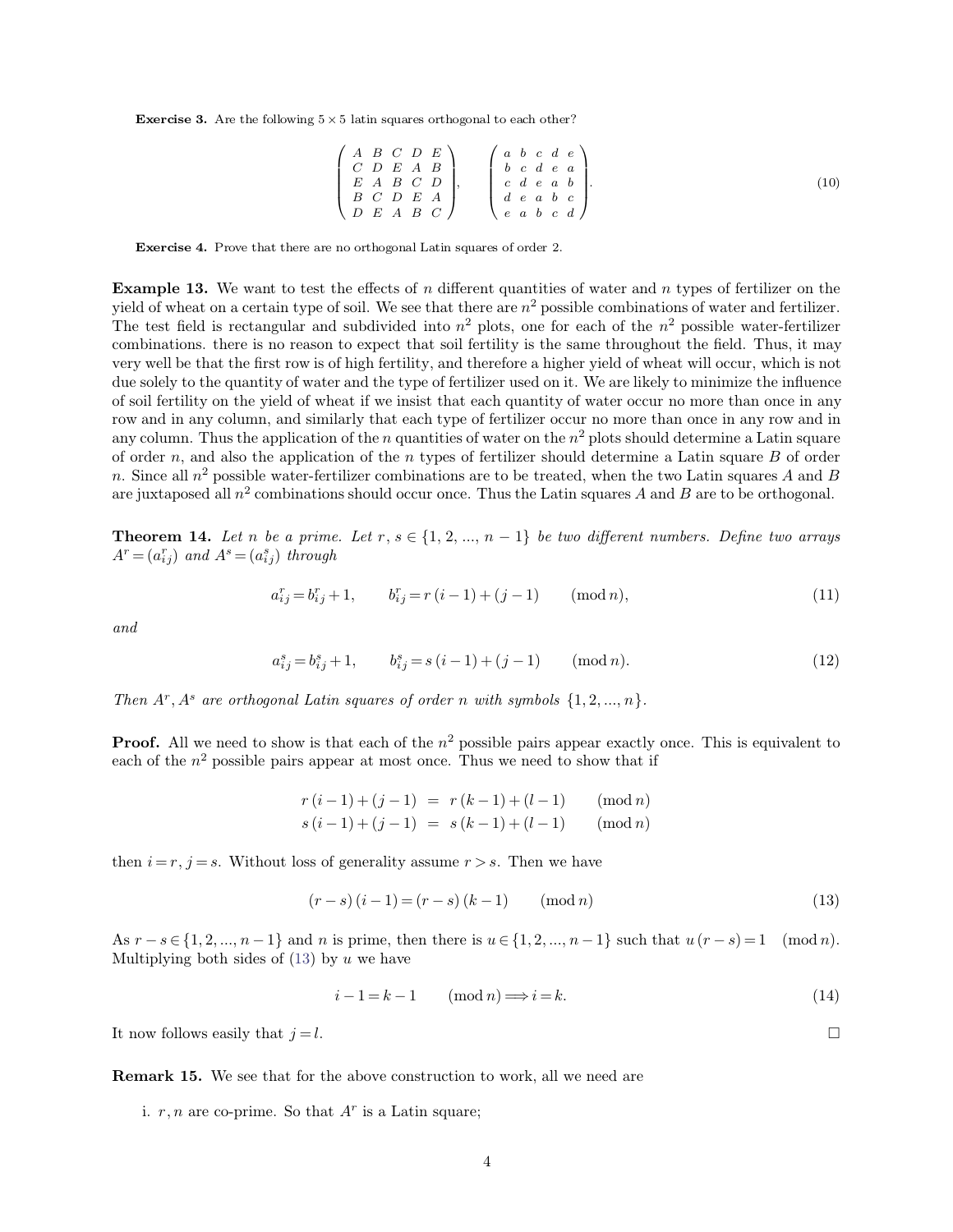**Exercise 3.** Are the following $5 \times 5$ latin squares orthogonal to each other?

$$\begin{pmatrix} A & B & C & D & E \\ C & D & E & A & B \\ E & A & B & C & D \\ B & C & D & E & A \\ D & E & A & B & C \end{pmatrix}, \qquad \begin{pmatrix} a & b & c & d & e \\ b & c & d & e & a \\ c & d & e & a & b \\ d & e & a & b & c \\ e & a & b & c & d \end{pmatrix}. \tag{10}$$

**Exercise 4.** Prove that there are no orthogonal Latin squares of order 2.

**Example 13.** We want to test the effects of $n$ different quantities of water and $n$ types of fertilizer on the yield of wheat on a certain type of soil. We see that there are $n^2$ possible combinations of water and fertilizer. The test field is rectangular and subdivided into $n^2$ plots, one for each of the $n^2$ possible water-fertilizer combinations. there is no reason to expect that soil fertility is the same throughout the field. Thus, it may very well be that the first row is of high fertility, and therefore a higher yield of wheat will occur, which is not due solely to the quantity of water and the type of fertilizer used on it. We are likely to minimize the influence of soil fertility on the yield of wheat if we insist that each quantity of water occur no more than once in any row and in any column, and similarly that each type of fertilizer occur no more than once in any row and in any column. Thus the application of the $n$ quantities of water on the $n^2$ plots should determine a Latin square of order $n$, and also the application of the $n$ types of fertilizer should determine a Latin square $B$ of order $n$. Since all $n^2$ possible water-fertilizer combinations are to be treated, when the two Latin squares $A$ and $B$ are juxtaposed all $n^2$ combinations should occur once. Thus the Latin squares $A$ and $B$ are to be orthogonal.

**Theorem 14.** *Let $n$ be a prime. Let $r, s \in \{1, 2, ..., n-1\}$ be two different numbers. Define two arrays $A^r = (a_{ij}^r)$ and $A^s = (a_{ij}^s)$ through*

$$a_{ij}^r = b_{ij}^r + 1, \qquad b_{ij}^r = r\,(i-1) + (j-1) \qquad (\mathrm{mod}\, n), \tag{11}$$

*and*

$$a_{ij}^s = b_{ij}^s + 1, \qquad b_{ij}^s = s\,(i-1) + (j-1) \qquad (\mathrm{mod}\, n). \tag{12}$$

*Then $A^r, A^s$ are orthogonal Latin squares of order $n$ with symbols $\{1, 2, ..., n\}$.*

**Proof.** All we need to show is that each of the $n^2$ possible pairs appear exactly once. This is equivalent to each of the $n^2$ possible pairs appear at most once. Thus we need to show that if

$$\begin{aligned} r\,(i-1) + (j-1) &= r\,(k-1) + (l-1) \qquad (\mathrm{mod}\, n) \\ s\,(i-1) + (j-1) &= s\,(k-1) + (l-1) \qquad (\mathrm{mod}\, n) \end{aligned}$$

then $i = r, j = s$. Without loss of generality assume $r > s$. Then we have

$$(r-s)\,(i-1) = (r-s)\,(k-1) \qquad (\mathrm{mod}\, n) \tag{13}$$

As $r - s \in \{1, 2, ..., n-1\}$ and $n$ is prime, then there is $u \in \{1, 2, ..., n-1\}$ such that $u\,(r-s) = 1 \pmod n$. Multiplying both sides of (13) by $u$ we have

$$i - 1 = k - 1 \qquad (\mathrm{mod}\, n) \Longrightarrow i = k. \tag{14}$$

It now follows easily that $j = l$. $\square$

**Remark 15.** We see that for the above construction to work, all we need are

i. $r, n$ are co-prime. So that $A^r$ is a Latin square;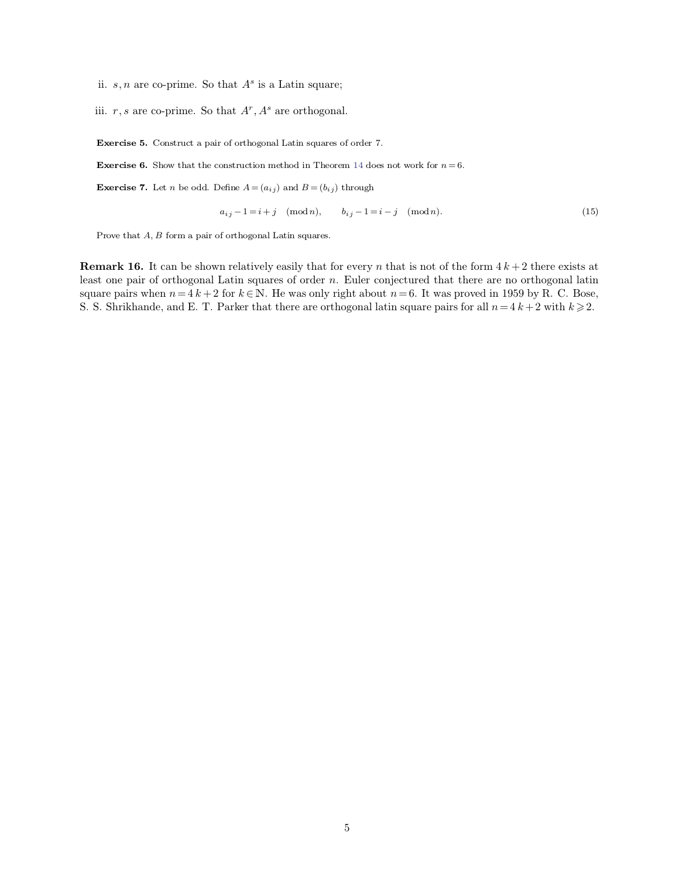ii. $s, n$ are co-prime. So that $A^s$ is a Latin square;

iii. $r, s$ are co-prime. So that $A^r, A^s$ are orthogonal.

**Exercise 5.** Construct a pair of orthogonal Latin squares of order 7.

**Exercise 6.** Show that the construction method in Theorem 14 does not work for $n = 6$.

**Exercise 7.** Let $n$ be odd. Define $A = (a_{ij})$ and $B = (b_{ij})$ through

$$a_{ij} - 1 = i + j \pmod{n}, \qquad b_{ij} - 1 = i - j \pmod{n}. \tag{15}$$

Prove that $A, B$ form a pair of orthogonal Latin squares.

**Remark 16.** It can be shown relatively easily that for every $n$ that is not of the form $4k + 2$ there exists at least one pair of orthogonal Latin squares of order $n$. Euler conjectured that there are no orthogonal latin square pairs when $n = 4k + 2$ for $k \in \mathbb{N}$. He was only right about $n = 6$. It was proved in 1959 by R. C. Bose, S. S. Shrikhande, and E. T. Parker that there are orthogonal latin square pairs for all $n = 4k + 2$ with $k \geqslant 2$.